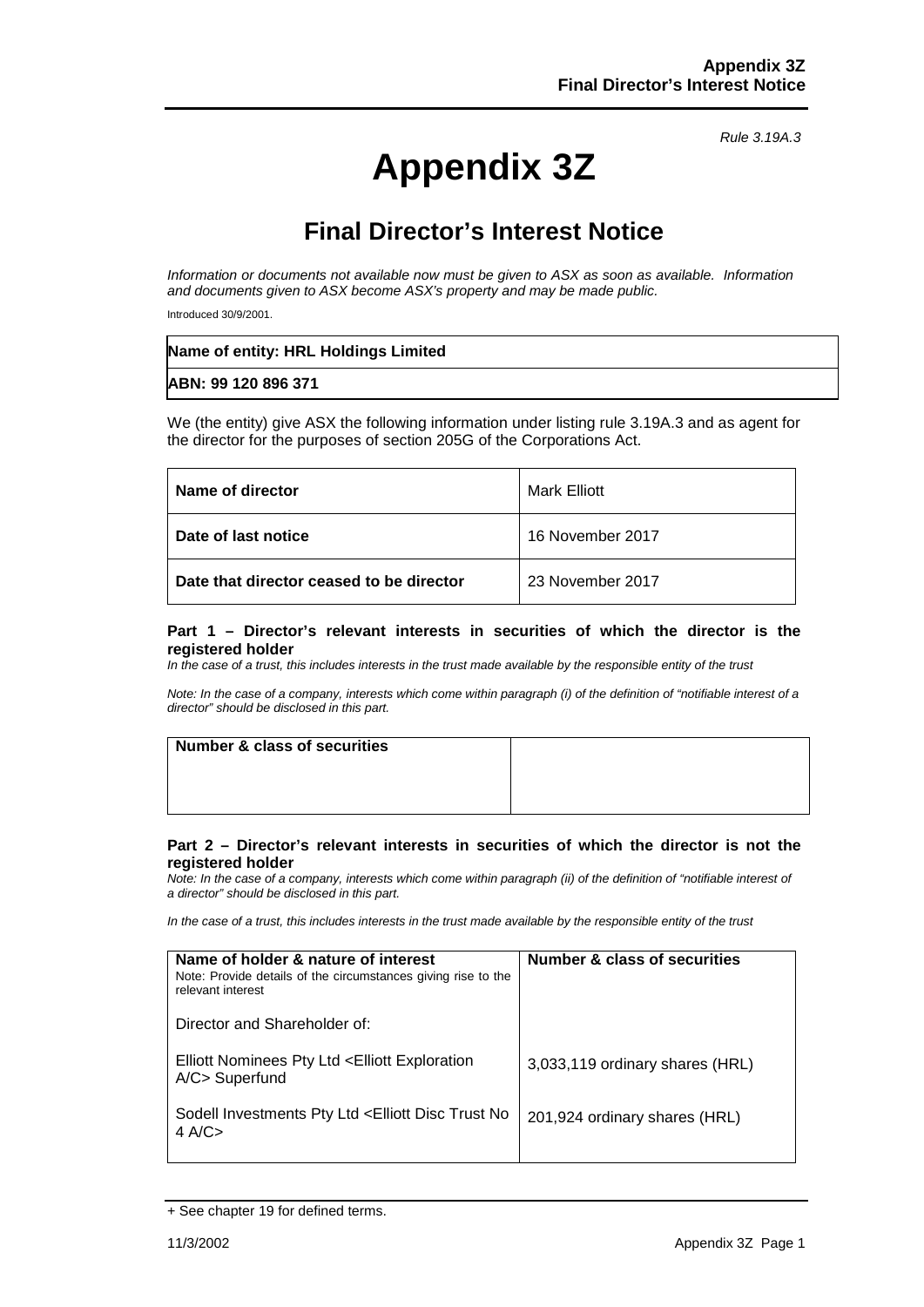*Rule 3.19A.3*

# Appendix 3Z

## Final Director's Interest Notice

*Information or documents not available now must be given to ASX as soon as available. Information and documents given to ASX become ASX's property and may be made public.*

Introduced 30/9/2001.

| **Name of entity: HRL Holdings Limited** |
|---|
| **ABN: 99 120 896 371** |

We (the entity) give ASX the following information under listing rule 3.19A.3 and as agent for the director for the purposes of section 205G of the Corporations Act.

| | |
|---|---|
| **Name of director** | Mark Elliott |
| **Date of last notice** | 16 November 2017 |
| **Date that director ceased to be director** | 23 November 2017 |

### Part 1 – Director's relevant interests in securities of which the director is the registered holder

*In the case of a trust, this includes interests in the trust made available by the responsible entity of the trust*

*Note: In the case of a company, interests which come within paragraph (i) of the definition of "notifiable interest of a director" should be disclosed in this part.*

| **Number & class of securities** | |
|---|---|

### Part 2 – Director's relevant interests in securities of which the director is not the registered holder

*Note: In the case of a company, interests which come within paragraph (ii) of the definition of "notifiable interest of a director" should be disclosed in this part.*

*In the case of a trust, this includes interests in the trust made available by the responsible entity of the trust*

| **Name of holder & nature of interest**<br>Note: Provide details of the circumstances giving rise to the relevant interest | **Number & class of securities** |
|---|---|
| Director and Shareholder of: | |
| Elliott Nominees Pty Ltd <Elliott Exploration A/C> Superfund | 3,033,119 ordinary shares (HRL) |
| Sodell Investments Pty Ltd <Elliott Disc Trust No 4 A/C> | 201,924 ordinary shares (HRL) |

+ See chapter 19 for defined terms.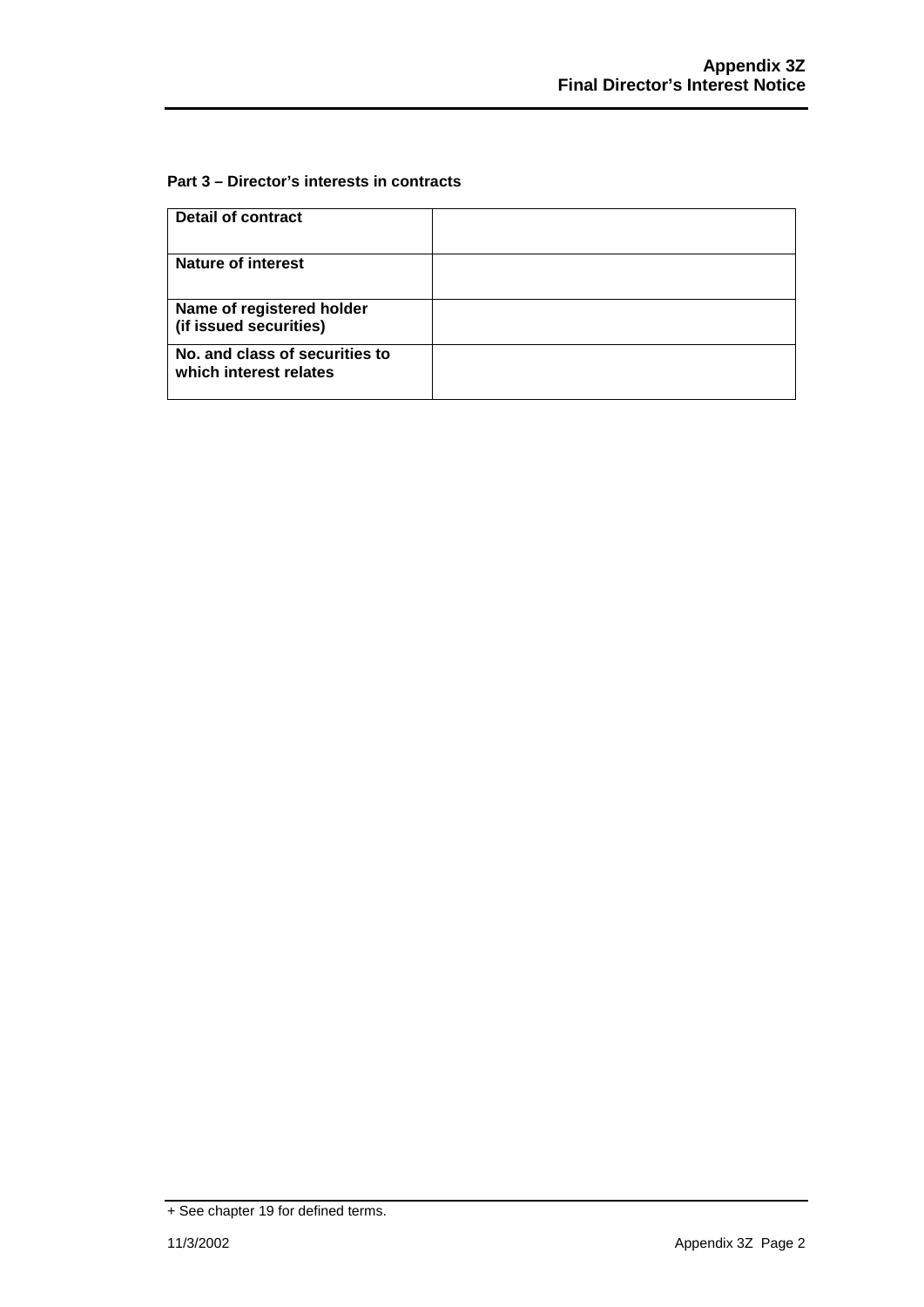## Part 3 – Director's interests in contracts

| | |
|---|---|
| **Detail of contract** | |
| **Nature of interest** | |
| **Name of registered holder (if issued securities)** | |
| **No. and class of securities to which interest relates** | |

+ See chapter 19 for defined terms.